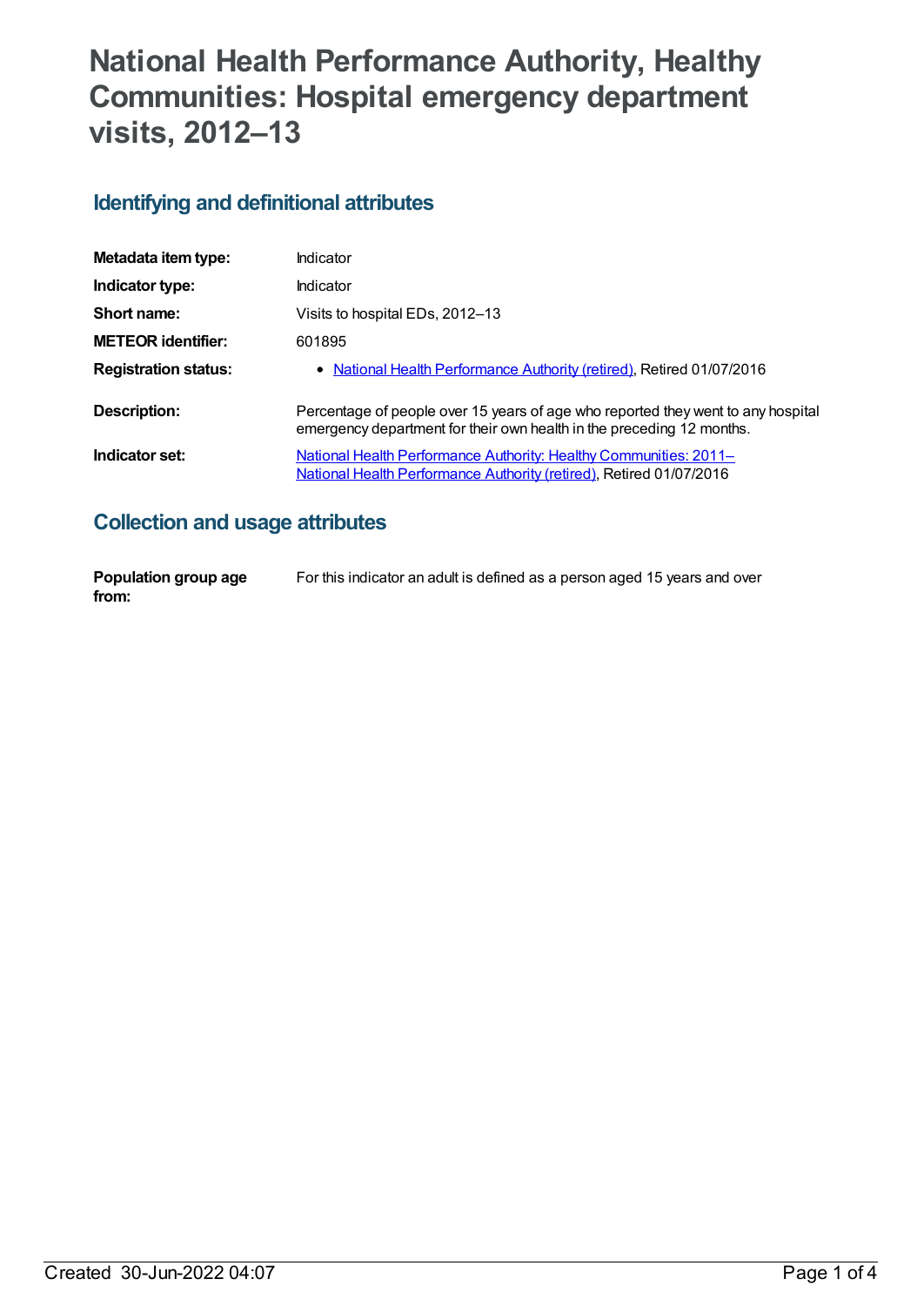# National Health Performance Authority, Healthy Communities: Hospital emergency department visits, 2012–13

## Identifying and definitional attributes

| | |
|---|---|
| **Metadata item type:** | Indicator |
| **Indicator type:** | Indicator |
| **Short name:** | Visits to hospital EDs, 2012–13 |
| **METEOR identifier:** | 601895 |
| **Registration status:** | • National Health Performance Authority (retired), Retired 01/07/2016 |
| **Description:** | Percentage of people over 15 years of age who reported they went to any hospital emergency department for their own health in the preceding 12 months. |
| **Indicator set:** | National Health Performance Authority: Healthy Communities: 2011– National Health Performance Authority (retired), Retired 01/07/2016 |

## Collection and usage attributes

| | |
|---|---|
| **Population group age from:** | For this indicator an adult is defined as a person aged 15 years and over |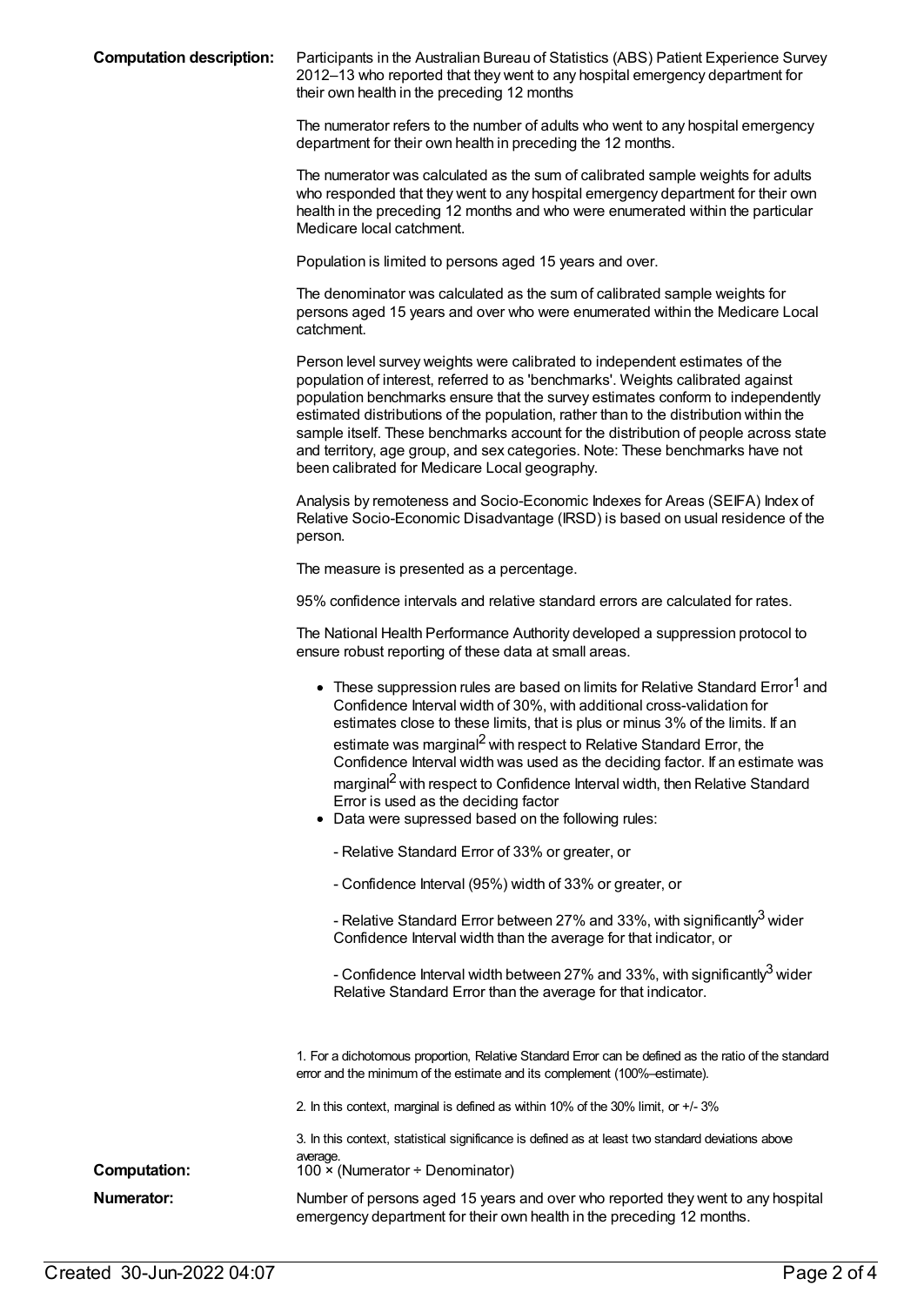**Computation description:** Participants in the Australian Bureau of Statistics (ABS) Patient Experience Survey 2012–13 who reported that they went to any hospital emergency department for their own health in the preceding 12 months

The numerator refers to the number of adults who went to any hospital emergency department for their own health in preceding the 12 months.

The numerator was calculated as the sum of calibrated sample weights for adults who responded that they went to any hospital emergency department for their own health in the preceding 12 months and who were enumerated within the particular Medicare local catchment.

Population is limited to persons aged 15 years and over.

The denominator was calculated as the sum of calibrated sample weights for persons aged 15 years and over who were enumerated within the Medicare Local catchment.

Person level survey weights were calibrated to independent estimates of the population of interest, referred to as 'benchmarks'. Weights calibrated against population benchmarks ensure that the survey estimates conform to independently estimated distributions of the population, rather than to the distribution within the sample itself. These benchmarks account for the distribution of people across state and territory, age group, and sex categories. Note: These benchmarks have not been calibrated for Medicare Local geography.

Analysis by remoteness and Socio-Economic Indexes for Areas (SEIFA) Index of Relative Socio-Economic Disadvantage (IRSD) is based on usual residence of the person.

The measure is presented as a percentage.

95% confidence intervals and relative standard errors are calculated for rates.

The National Health Performance Authority developed a suppression protocol to ensure robust reporting of these data at small areas.

- These suppression rules are based on limits for Relative Standard Error[1] and Confidence Interval width of 30%, with additional cross-validation for estimates close to these limits, that is plus or minus 3% of the limits. If an estimate was marginal[2] with respect to Relative Standard Error, the Confidence Interval width was used as the deciding factor. If an estimate was marginal[2] with respect to Confidence Interval width, then Relative Standard Error is used as the deciding factor
- Data were supressed based on the following rules:

  - Relative Standard Error of 33% or greater, or

  - Confidence Interval (95%) width of 33% or greater, or

  - Relative Standard Error between 27% and 33%, with significantly[3] wider Confidence Interval width than the average for that indicator, or

  - Confidence Interval width between 27% and 33%, with significantly[3] wider Relative Standard Error than the average for that indicator.

1. For a dichotomous proportion, Relative Standard Error can be defined as the ratio of the standard error and the minimum of the estimate and its complement (100%–estimate).

2. In this context, marginal is defined as within 10% of the 30% limit, or +/- 3%

3. In this context, statistical significance is defined as at least two standard deviations above average.

**Computation:** 100 × (Numerator ÷ Denominator)

**Numerator:** Number of persons aged 15 years and over who reported they went to any hospital emergency department for their own health in the preceding 12 months.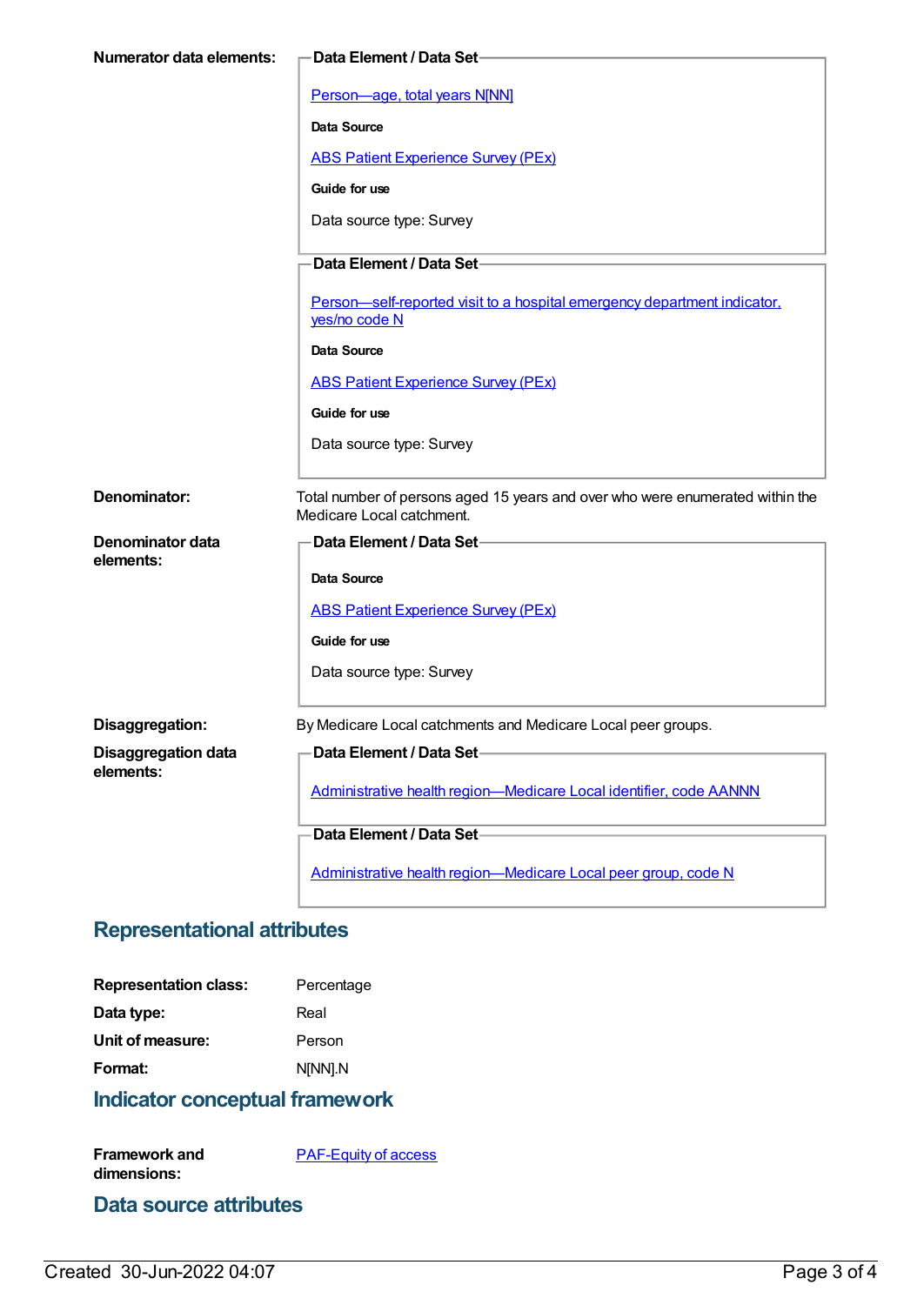**Numerator data elements:**

**Data Element / Data Set**

Person—age, total years N[NN]

**Data Source**

ABS Patient Experience Survey (PEx)

**Guide for use**

Data source type: Survey

**Data Element / Data Set**

Person—self-reported visit to a hospital emergency department indicator, yes/no code N

**Data Source**

ABS Patient Experience Survey (PEx)

**Guide for use**

Data source type: Survey

**Denominator:** Total number of persons aged 15 years and over who were enumerated within the Medicare Local catchment.

**Denominator data elements:**

**Data Element / Data Set**

**Data Source**

ABS Patient Experience Survey (PEx)

**Guide for use**

Data source type: Survey

**Disaggregation:** By Medicare Local catchments and Medicare Local peer groups.

**Disaggregation data elements:**

**Data Element / Data Set**

Administrative health region—Medicare Local identifier, code AANNN

**Data Element / Data Set**

Administrative health region—Medicare Local peer group, code N

## Representational attributes

**Representation class:** Percentage

**Data type:** Real

**Unit of measure:** Person

**Format:** N[NN].N

## Indicator conceptual framework

**Framework and dimensions:** PAF-Equity of access

## Data source attributes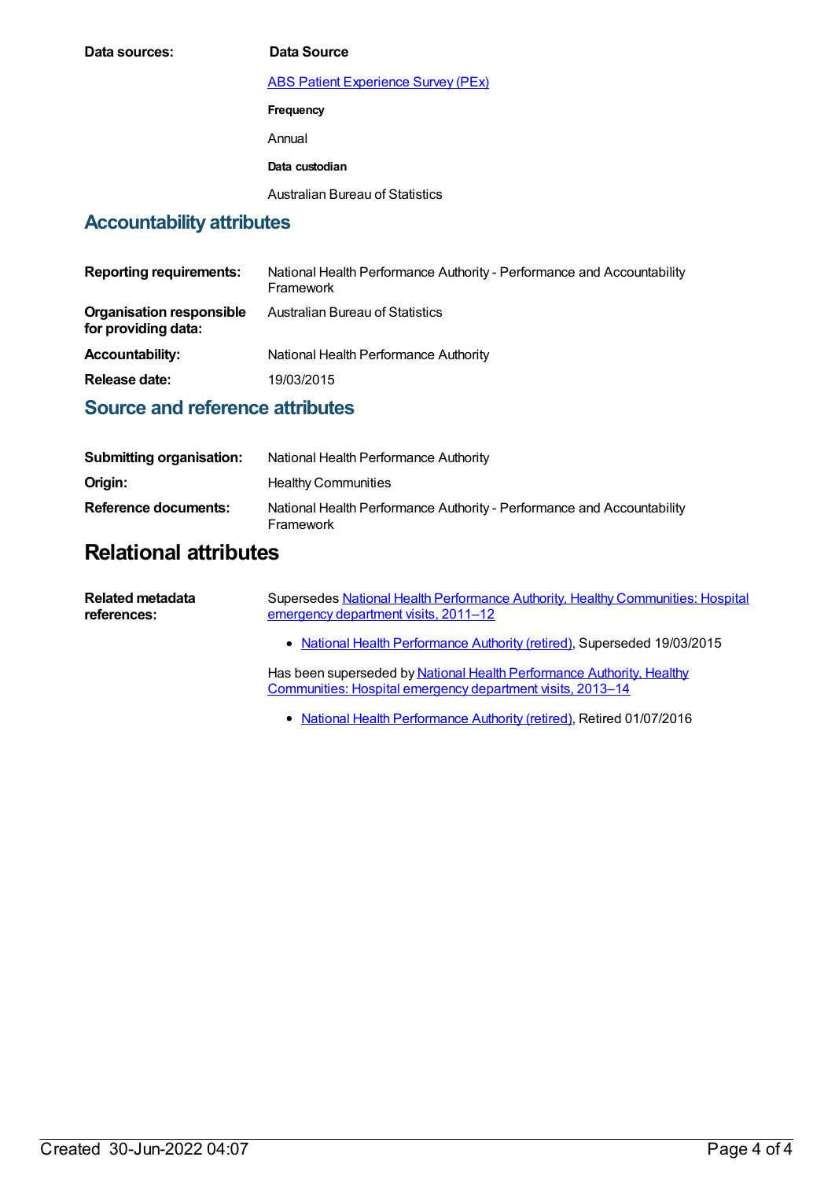**Data sources:**

**Data Source**

ABS Patient Experience Survey (PEx)

**Frequency**

Annual

**Data custodian**

Australian Bureau of Statistics

## Accountability attributes

**Reporting requirements:** National Health Performance Authority - Performance and Accountability Framework

**Organisation responsible for providing data:** Australian Bureau of Statistics

**Accountability:** National Health Performance Authority

**Release date:** 19/03/2015

## Source and reference attributes

**Submitting organisation:** National Health Performance Authority

**Origin:** Healthy Communities

**Reference documents:** National Health Performance Authority - Performance and Accountability Framework

# Relational attributes

**Related metadata references:**

Supersedes National Health Performance Authority, Healthy Communities: Hospital emergency department visits, 2011–12

- National Health Performance Authority (retired), Superseded 19/03/2015

Has been superseded by National Health Performance Authority, Healthy Communities: Hospital emergency department visits, 2013–14

- National Health Performance Authority (retired), Retired 01/07/2016